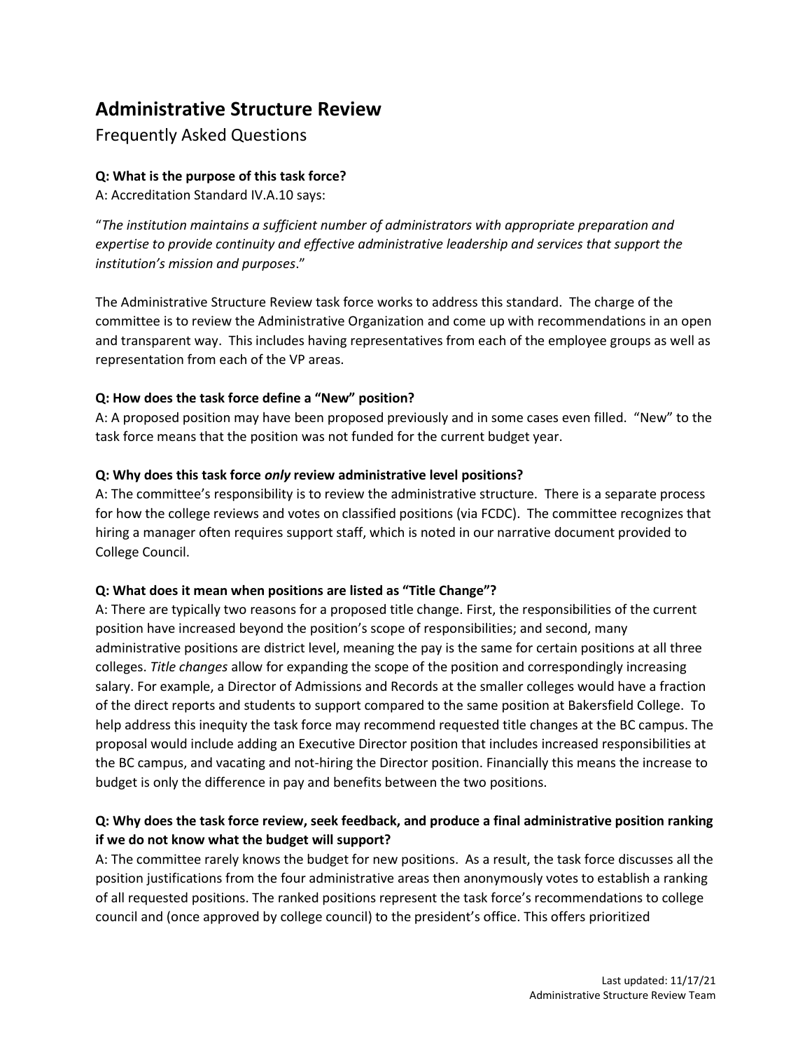# Administrative Structure Review

## Frequently Asked Questions

**Q: What is the purpose of this task force?**

A: Accreditation Standard IV.A.10 says:

"*The institution maintains a sufficient number of administrators with appropriate preparation and expertise to provide continuity and effective administrative leadership and services that support the institution's mission and purposes*."

The Administrative Structure Review task force works to address this standard. The charge of the committee is to review the Administrative Organization and come up with recommendations in an open and transparent way. This includes having representatives from each of the employee groups as well as representation from each of the VP areas.

**Q: How does the task force define a "New" position?**

A: A proposed position may have been proposed previously and in some cases even filled. "New" to the task force means that the position was not funded for the current budget year.

**Q: Why does this task force *only* review administrative level positions?**

A: The committee's responsibility is to review the administrative structure. There is a separate process for how the college reviews and votes on classified positions (via FCDC). The committee recognizes that hiring a manager often requires support staff, which is noted in our narrative document provided to College Council.

**Q: What does it mean when positions are listed as "Title Change"?**

A: There are typically two reasons for a proposed title change. First, the responsibilities of the current position have increased beyond the position's scope of responsibilities; and second, many administrative positions are district level, meaning the pay is the same for certain positions at all three colleges. *Title changes* allow for expanding the scope of the position and correspondingly increasing salary. For example, a Director of Admissions and Records at the smaller colleges would have a fraction of the direct reports and students to support compared to the same position at Bakersfield College. To help address this inequity the task force may recommend requested title changes at the BC campus. The proposal would include adding an Executive Director position that includes increased responsibilities at the BC campus, and vacating and not-hiring the Director position. Financially this means the increase to budget is only the difference in pay and benefits between the two positions.

**Q: Why does the task force review, seek feedback, and produce a final administrative position ranking if we do not know what the budget will support?**

A: The committee rarely knows the budget for new positions. As a result, the task force discusses all the position justifications from the four administrative areas then anonymously votes to establish a ranking of all requested positions. The ranked positions represent the task force's recommendations to college council and (once approved by college council) to the president's office. This offers prioritized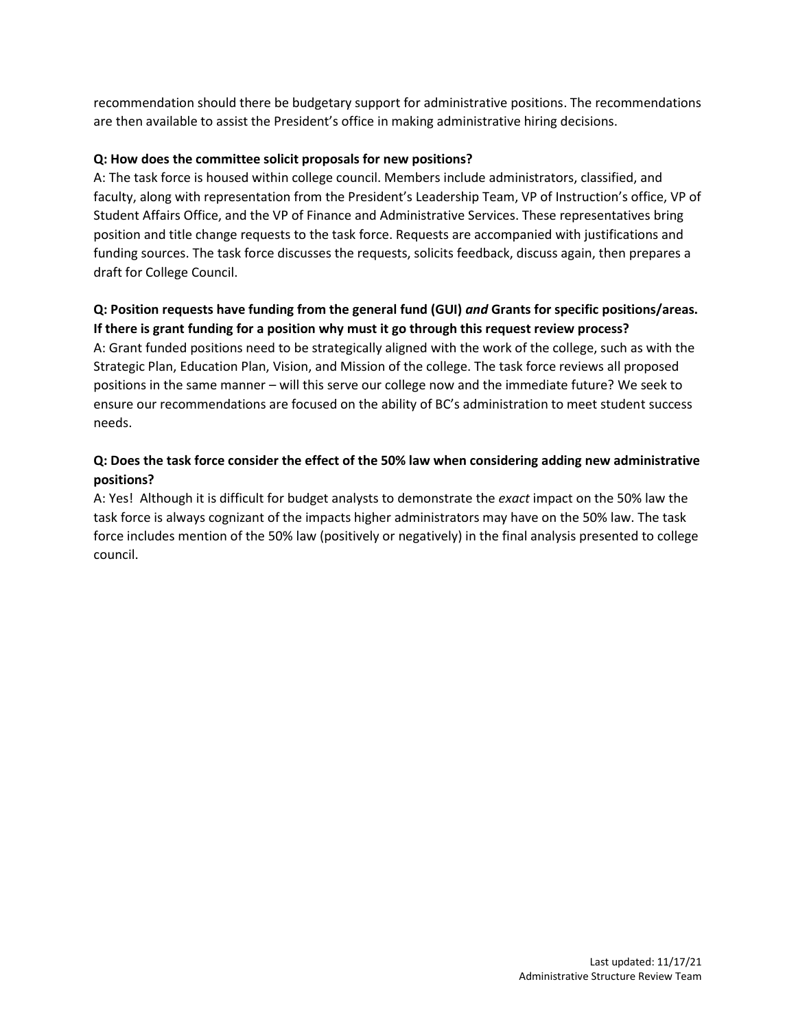recommendation should there be budgetary support for administrative positions. The recommendations are then available to assist the President's office in making administrative hiring decisions.

**Q: How does the committee solicit proposals for new positions?**

A: The task force is housed within college council. Members include administrators, classified, and faculty, along with representation from the President's Leadership Team, VP of Instruction's office, VP of Student Affairs Office, and the VP of Finance and Administrative Services. These representatives bring position and title change requests to the task force. Requests are accompanied with justifications and funding sources. The task force discusses the requests, solicits feedback, discuss again, then prepares a draft for College Council.

**Q: Position requests have funding from the general fund (GUI) *and* Grants for specific positions/areas. If there is grant funding for a position why must it go through this request review process?**

A: Grant funded positions need to be strategically aligned with the work of the college, such as with the Strategic Plan, Education Plan, Vision, and Mission of the college. The task force reviews all proposed positions in the same manner – will this serve our college now and the immediate future? We seek to ensure our recommendations are focused on the ability of BC's administration to meet student success needs.

**Q: Does the task force consider the effect of the 50% law when considering adding new administrative positions?**

A: Yes! Although it is difficult for budget analysts to demonstrate the *exact* impact on the 50% law the task force is always cognizant of the impacts higher administrators may have on the 50% law. The task force includes mention of the 50% law (positively or negatively) in the final analysis presented to college council.

Last updated: 11/17/21
Administrative Structure Review Team